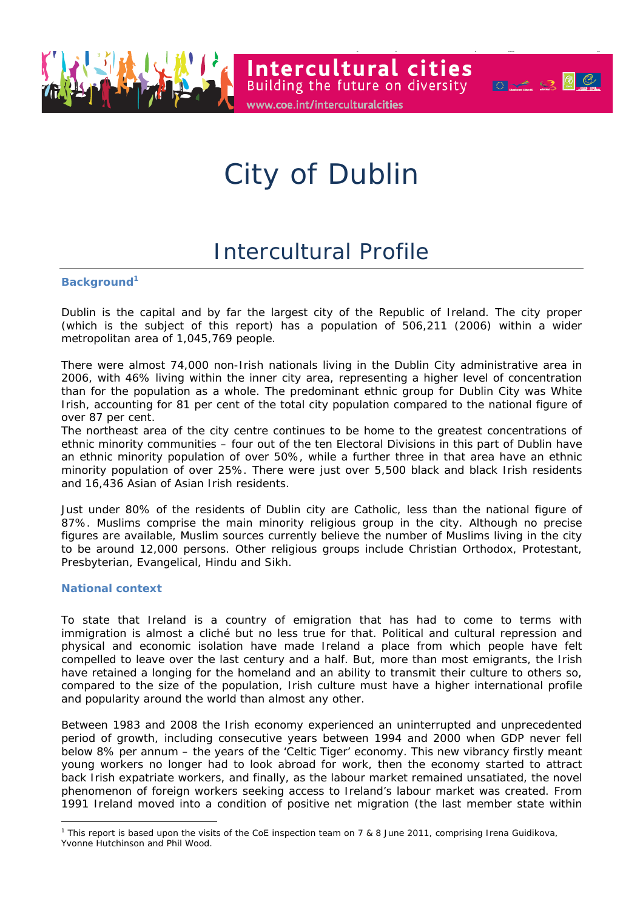# City of Dublin

## Intercultural Profile

### Background[1]

Dublin is the capital and by far the largest city of the Republic of Ireland. The city proper (which is the subject of this report) has a population of 506,211 (2006) within a wider metropolitan area of 1,045,769 people.

There were almost 74,000 non-Irish nationals living in the Dublin City administrative area in 2006, with 46% living within the inner city area, representing a higher level of concentration than for the population as a whole. The predominant ethnic group for Dublin City was White Irish, accounting for 81 per cent of the total city population compared to the national figure of over 87 per cent.

The northeast area of the city centre continues to be home to the greatest concentrations of ethnic minority communities – four out of the ten Electoral Divisions in this part of Dublin have an ethnic minority population of over 50%, while a further three in that area have an ethnic minority population of over 25%. There were just over 5,500 black and black Irish residents and 16,436 Asian of Asian Irish residents.

Just under 80% of the residents of Dublin city are Catholic, less than the national figure of 87%. Muslims comprise the main minority religious group in the city. Although no precise figures are available, Muslim sources currently believe the number of Muslims living in the city to be around 12,000 persons. Other religious groups include Christian Orthodox, Protestant, Presbyterian, Evangelical, Hindu and Sikh.

### National context

To state that Ireland is a country of emigration that has had to come to terms with immigration is almost a cliché but no less true for that. Political and cultural repression and physical and economic isolation have made Ireland a place from which people have felt compelled to leave over the last century and a half. But, more than most emigrants, the Irish have retained a longing for the homeland and an ability to transmit their culture to others so, compared to the size of the population, Irish culture must have a higher international profile and popularity around the world than almost any other.

Between 1983 and 2008 the Irish economy experienced an uninterrupted and unprecedented period of growth, including consecutive years between 1994 and 2000 when GDP never fell below 8% per annum – the years of the 'Celtic Tiger' economy. This new vibrancy firstly meant young workers no longer had to look abroad for work, then the economy started to attract back Irish expatriate workers, and finally, as the labour market remained unsatiated, the novel phenomenon of foreign workers seeking access to Ireland's labour market was created. From 1991 Ireland moved into a condition of positive net migration (the last member state within

[1] This report is based upon the visits of the CoE inspection team on 7 & 8 June 2011, comprising Irena Guidikova, Yvonne Hutchinson and Phil Wood.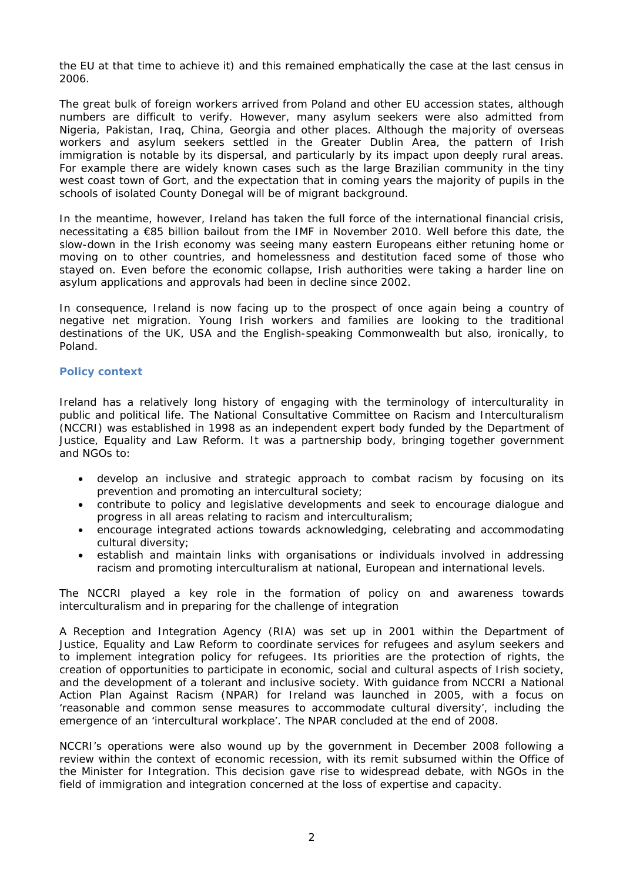the EU at that time to achieve it) and this remained emphatically the case at the last census in 2006.

The great bulk of foreign workers arrived from Poland and other EU accession states, although numbers are difficult to verify. However, many asylum seekers were also admitted from Nigeria, Pakistan, Iraq, China, Georgia and other places. Although the majority of overseas workers and asylum seekers settled in the Greater Dublin Area, the pattern of Irish immigration is notable by its dispersal, and particularly by its impact upon deeply rural areas. For example there are widely known cases such as the large Brazilian community in the tiny west coast town of Gort, and the expectation that in coming years the majority of pupils in the schools of isolated County Donegal will be of migrant background.

In the meantime, however, Ireland has taken the full force of the international financial crisis, necessitating a €85 billion bailout from the IMF in November 2010. Well before this date, the slow-down in the Irish economy was seeing many eastern Europeans either retuning home or moving on to other countries, and homelessness and destitution faced some of those who stayed on. Even before the economic collapse, Irish authorities were taking a harder line on asylum applications and approvals had been in decline since 2002.

In consequence, Ireland is now facing up to the prospect of once again being a country of negative net migration. Young Irish workers and families are looking to the traditional destinations of the UK, USA and the English-speaking Commonwealth but also, ironically, to Poland.

### Policy context

Ireland has a relatively long history of engaging with the terminology of interculturality in public and political life. The National Consultative Committee on Racism and Interculturalism (NCCRI) was established in 1998 as an independent expert body funded by the Department of Justice, Equality and Law Reform. It was a partnership body, bringing together government and NGOs to:

- develop an inclusive and strategic approach to combat racism by focusing on its prevention and promoting an intercultural society;
- contribute to policy and legislative developments and seek to encourage dialogue and progress in all areas relating to racism and interculturalism;
- encourage integrated actions towards acknowledging, celebrating and accommodating cultural diversity;
- establish and maintain links with organisations or individuals involved in addressing racism and promoting interculturalism at national, European and international levels.

The NCCRI played a key role in the formation of policy on and awareness towards interculturalism and in preparing for the challenge of integration

A Reception and Integration Agency (RIA) was set up in 2001 within the Department of Justice, Equality and Law Reform to coordinate services for refugees and asylum seekers and to implement integration policy for refugees. Its priorities are the protection of rights, the creation of opportunities to participate in economic, social and cultural aspects of Irish society, and the development of a tolerant and inclusive society. With guidance from NCCRI a National Action Plan Against Racism (NPAR) for Ireland was launched in 2005, with a focus on 'reasonable and common sense measures to accommodate cultural diversity', including the emergence of an 'intercultural workplace'. The NPAR concluded at the end of 2008.

NCCRI's operations were also wound up by the government in December 2008 following a review within the context of economic recession, with its remit subsumed within the Office of the Minister for Integration. This decision gave rise to widespread debate, with NGOs in the field of immigration and integration concerned at the loss of expertise and capacity.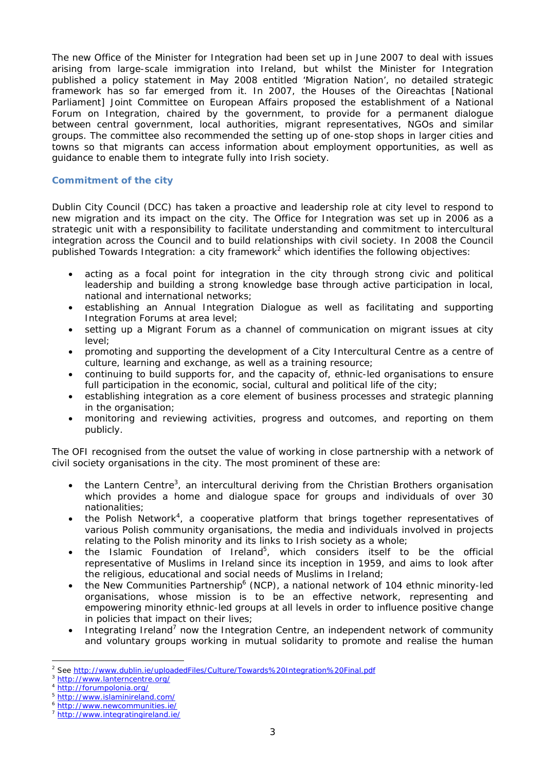The new Office of the Minister for Integration had been set up in June 2007 to deal with issues arising from large-scale immigration into Ireland, but whilst the Minister for Integration published a policy statement in May 2008 entitled 'Migration Nation', no detailed strategic framework has so far emerged from it. In 2007, the Houses of the Oireachtas [National Parliament] Joint Committee on European Affairs proposed the establishment of a National Forum on Integration, chaired by the government, to provide for a permanent dialogue between central government, local authorities, migrant representatives, NGOs and similar groups. The committee also recommended the setting up of one-stop shops in larger cities and towns so that migrants can access information about employment opportunities, as well as guidance to enable them to integrate fully into Irish society.

### Commitment of the city

Dublin City Council (DCC) has taken a proactive and leadership role at city level to respond to new migration and its impact on the city. The Office for Integration was set up in 2006 as a strategic unit with a responsibility to facilitate understanding and commitment to intercultural integration across the Council and to build relationships with civil society. In 2008 the Council published Towards Integration: a city framework[2] which identifies the following objectives:

- acting as a focal point for integration in the city through strong civic and political leadership and building a strong knowledge base through active participation in local, national and international networks;
- establishing an Annual Integration Dialogue as well as facilitating and supporting Integration Forums at area level;
- setting up a Migrant Forum as a channel of communication on migrant issues at city level;
- promoting and supporting the development of a City Intercultural Centre as a centre of culture, learning and exchange, as well as a training resource;
- continuing to build supports for, and the capacity of, ethnic-led organisations to ensure full participation in the economic, social, cultural and political life of the city;
- establishing integration as a core element of business processes and strategic planning in the organisation;
- monitoring and reviewing activities, progress and outcomes, and reporting on them publicly.

The OFI recognised from the outset the value of working in close partnership with a network of civil society organisations in the city. The most prominent of these are:

- the Lantern Centre[3], an intercultural deriving from the Christian Brothers organisation which provides a home and dialogue space for groups and individuals of over 30 nationalities;
- the Polish Network[4], a cooperative platform that brings together representatives of various Polish community organisations, the media and individuals involved in projects relating to the Polish minority and its links to Irish society as a whole;
- the Islamic Foundation of Ireland[5], which considers itself to be the official representative of Muslims in Ireland since its inception in 1959, and aims to look after the religious, educational and social needs of Muslims in Ireland;
- the New Communities Partnership[6] (NCP), a national network of 104 ethnic minority-led organisations, whose mission is to be an effective network, representing and empowering minority ethnic-led groups at all levels in order to influence positive change in policies that impact on their lives;
- Integrating Ireland[7] now the Integration Centre, an independent network of community and voluntary groups working in mutual solidarity to promote and realise the human

[2] See http://www.dublin.ie/uploadedFiles/Culture/Towards%20Integration%20Final.pdf
[3] http://www.lanterncentre.org/
[4] http://forumpolonia.org/
[5] http://www.islaminireland.com/
[6] http://www.newcommunities.ie/
[7] http://www.integratingireland.ie/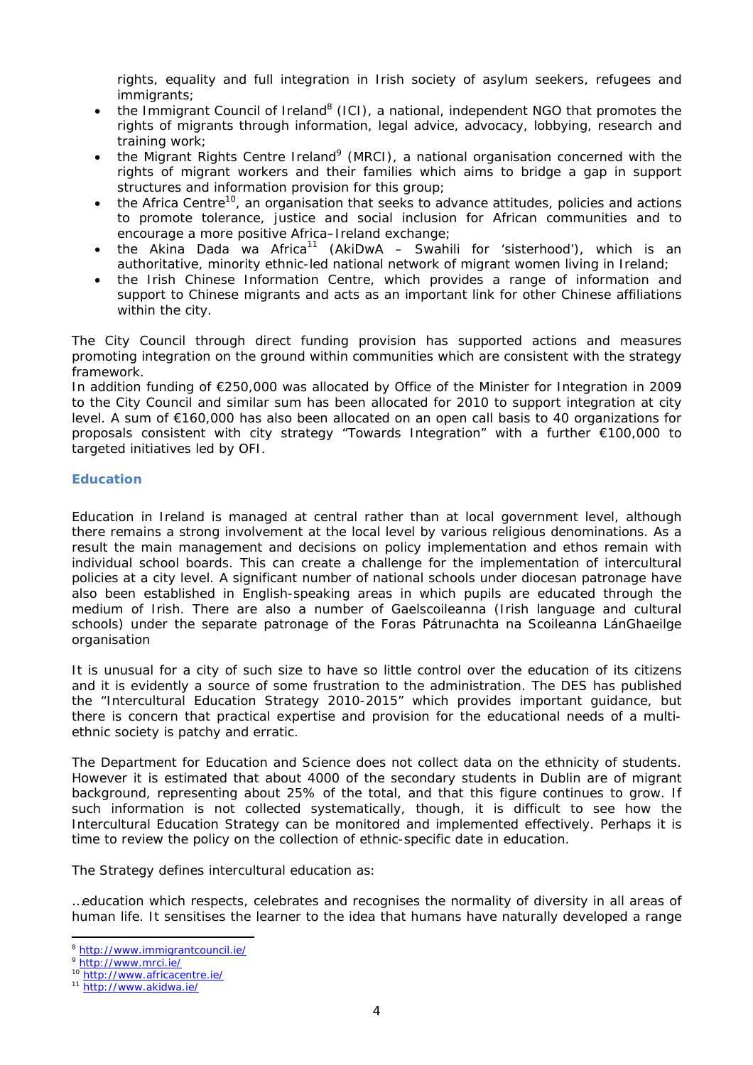rights, equality and full integration in Irish society of asylum seekers, refugees and immigrants;

- the Immigrant Council of Ireland[8] (ICI), a national, independent NGO that promotes the rights of migrants through information, legal advice, advocacy, lobbying, research and training work;
- the Migrant Rights Centre Ireland[9] (MRCI), a national organisation concerned with the rights of migrant workers and their families which aims to bridge a gap in support structures and information provision for this group;
- the Africa Centre[10], an organisation that seeks to advance attitudes, policies and actions to promote tolerance, justice and social inclusion for African communities and to encourage a more positive Africa–Ireland exchange;
- the Akina Dada wa Africa[11] (AkiDwA – Swahili for 'sisterhood'), which is an authoritative, minority ethnic-led national network of migrant women living in Ireland;
- the Irish Chinese Information Centre, which provides a range of information and support to Chinese migrants and acts as an important link for other Chinese affiliations within the city.

The City Council through direct funding provision has supported actions and measures promoting integration on the ground within communities which are consistent with the strategy framework.
In addition funding of €250,000 was allocated by Office of the Minister for Integration in 2009 to the City Council and similar sum has been allocated for 2010 to support integration at city level. A sum of €160,000 has also been allocated on an open call basis to 40 organizations for proposals consistent with city strategy "Towards Integration" with a further €100,000 to targeted initiatives led by OFI.

### Education

Education in Ireland is managed at central rather than at local government level, although there remains a strong involvement at the local level by various religious denominations. As a result the main management and decisions on policy implementation and ethos remain with individual school boards. This can create a challenge for the implementation of intercultural policies at a city level. A significant number of national schools under diocesan patronage have also been established in English-speaking areas in which pupils are educated through the medium of Irish. There are also a number of Gaelscoileanna (Irish language and cultural schools) under the separate patronage of the Foras Pátrunachta na Scoileanna LánGhaeilge organisation

It is unusual for a city of such size to have so little control over the education of its citizens and it is evidently a source of some frustration to the administration. The DES has published the "Intercultural Education Strategy 2010-2015" which provides important guidance, but there is concern that practical expertise and provision for the educational needs of a multi-ethnic society is patchy and erratic.

The Department for Education and Science does not collect data on the ethnicity of students. However it is estimated that about 4000 of the secondary students in Dublin are of migrant background, representing about 25% of the total, and that this figure continues to grow. If such information is not collected systematically, though, it is difficult to see how the Intercultural Education Strategy can be monitored and implemented effectively. Perhaps it is time to review the policy on the collection of ethnic-specific date in education.

The Strategy defines intercultural education as:

…education which respects, celebrates and recognises the normality of diversity in all areas of human life. It sensitises the learner to the idea that humans have naturally developed a range

---

[8] http://www.immigrantcouncil.ie/
[9] http://www.mrci.ie/
[10] http://www.africacentre.ie/
[11] http://www.akidwa.ie/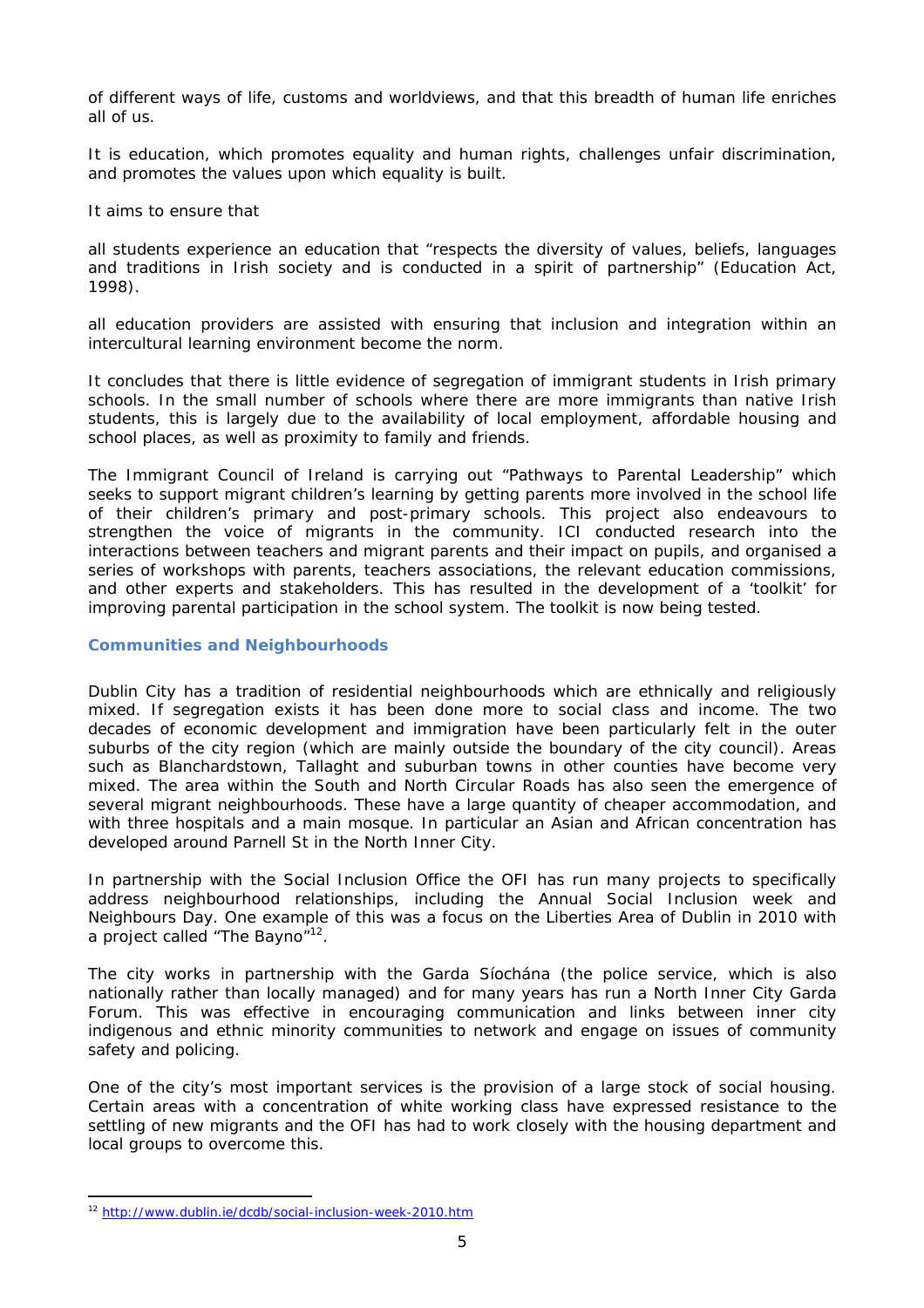of different ways of life, customs and worldviews, and that this breadth of human life enriches all of us.

It is education, which promotes equality and human rights, challenges unfair discrimination, and promotes the values upon which equality is built.

It aims to ensure that

all students experience an education that "respects the diversity of values, beliefs, languages and traditions in Irish society and is conducted in a spirit of partnership" (Education Act, 1998).

all education providers are assisted with ensuring that inclusion and integration within an intercultural learning environment become the norm.

It concludes that there is little evidence of segregation of immigrant students in Irish primary schools. In the small number of schools where there are more immigrants than native Irish students, this is largely due to the availability of local employment, affordable housing and school places, as well as proximity to family and friends.

The Immigrant Council of Ireland is carrying out "Pathways to Parental Leadership" which seeks to support migrant children's learning by getting parents more involved in the school life of their children's primary and post-primary schools. This project also endeavours to strengthen the voice of migrants in the community. ICI conducted research into the interactions between teachers and migrant parents and their impact on pupils, and organised a series of workshops with parents, teachers associations, the relevant education commissions, and other experts and stakeholders. This has resulted in the development of a 'toolkit' for improving parental participation in the school system. The toolkit is now being tested.

### Communities and Neighbourhoods

Dublin City has a tradition of residential neighbourhoods which are ethnically and religiously mixed. If segregation exists it has been done more to social class and income. The two decades of economic development and immigration have been particularly felt in the outer suburbs of the city region (which are mainly outside the boundary of the city council). Areas such as Blanchardstown, Tallaght and suburban towns in other counties have become very mixed. The area within the South and North Circular Roads has also seen the emergence of several migrant neighbourhoods. These have a large quantity of cheaper accommodation, and with three hospitals and a main mosque. In particular an Asian and African concentration has developed around Parnell St in the North Inner City.

In partnership with the Social Inclusion Office the OFI has run many projects to specifically address neighbourhood relationships, including the Annual Social Inclusion week and Neighbours Day. One example of this was a focus on the Liberties Area of Dublin in 2010 with a project called "The Bayno"[12].

The city works in partnership with the Garda Síochána (the police service, which is also nationally rather than locally managed) and for many years has run a North Inner City Garda Forum. This was effective in encouraging communication and links between inner city indigenous and ethnic minority communities to network and engage on issues of community safety and policing.

One of the city's most important services is the provision of a large stock of social housing. Certain areas with a concentration of white working class have expressed resistance to the settling of new migrants and the OFI has had to work closely with the housing department and local groups to overcome this.

[12] http://www.dublin.ie/dcdb/social-inclusion-week-2010.htm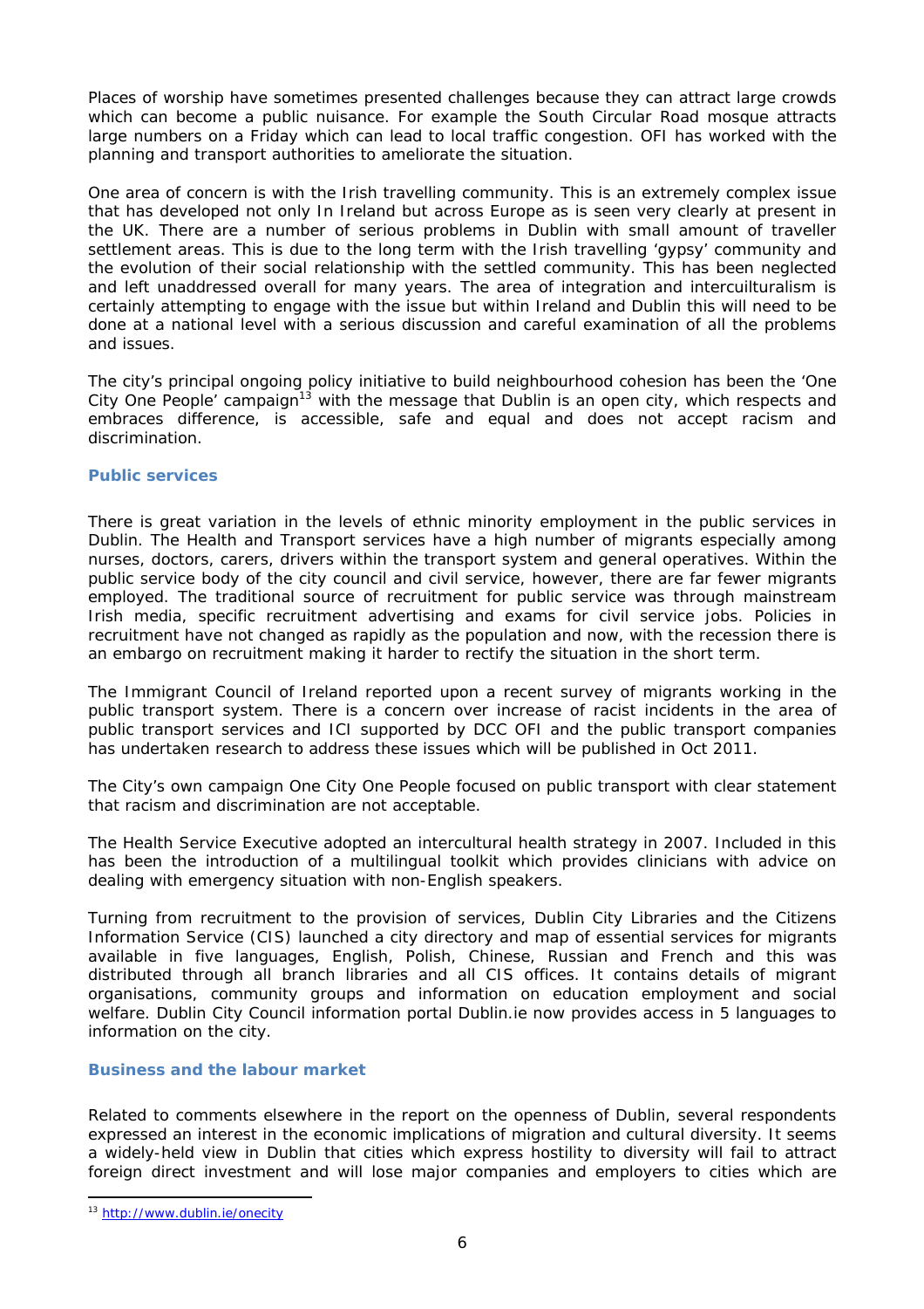Places of worship have sometimes presented challenges because they can attract large crowds which can become a public nuisance. For example the South Circular Road mosque attracts large numbers on a Friday which can lead to local traffic congestion. OFI has worked with the planning and transport authorities to ameliorate the situation.

One area of concern is with the Irish travelling community. This is an extremely complex issue that has developed not only In Ireland but across Europe as is seen very clearly at present in the UK. There are a number of serious problems in Dublin with small amount of traveller settlement areas. This is due to the long term with the Irish travelling 'gypsy' community and the evolution of their social relationship with the settled community. This has been neglected and left unaddressed overall for many years. The area of integration and intercuilturalism is certainly attempting to engage with the issue but within Ireland and Dublin this will need to be done at a national level with a serious discussion and careful examination of all the problems and issues.

The city's principal ongoing policy initiative to build neighbourhood cohesion has been the 'One City One People' campaign[13] with the message that Dublin is an open city, which respects and embraces difference, is accessible, safe and equal and does not accept racism and discrimination.

### Public services

There is great variation in the levels of ethnic minority employment in the public services in Dublin. The Health and Transport services have a high number of migrants especially among nurses, doctors, carers, drivers within the transport system and general operatives. Within the public service body of the city council and civil service, however, there are far fewer migrants employed. The traditional source of recruitment for public service was through mainstream Irish media, specific recruitment advertising and exams for civil service jobs. Policies in recruitment have not changed as rapidly as the population and now, with the recession there is an embargo on recruitment making it harder to rectify the situation in the short term.

The Immigrant Council of Ireland reported upon a recent survey of migrants working in the public transport system. There is a concern over increase of racist incidents in the area of public transport services and ICI supported by DCC OFI and the public transport companies has undertaken research to address these issues which will be published in Oct 2011.

The City's own campaign One City One People focused on public transport with clear statement that racism and discrimination are not acceptable.

The Health Service Executive adopted an intercultural health strategy in 2007. Included in this has been the introduction of a multilingual toolkit which provides clinicians with advice on dealing with emergency situation with non-English speakers.

Turning from recruitment to the provision of services, Dublin City Libraries and the Citizens Information Service (CIS) launched a city directory and map of essential services for migrants available in five languages, English, Polish, Chinese, Russian and French and this was distributed through all branch libraries and all CIS offices. It contains details of migrant organisations, community groups and information on education employment and social welfare. Dublin City Council information portal Dublin.ie now provides access in 5 languages to information on the city.

### Business and the labour market

Related to comments elsewhere in the report on the openness of Dublin, several respondents expressed an interest in the economic implications of migration and cultural diversity. It seems a widely-held view in Dublin that cities which express hostility to diversity will fail to attract foreign direct investment and will lose major companies and employers to cities which are

[13] http://www.dublin.ie/onecity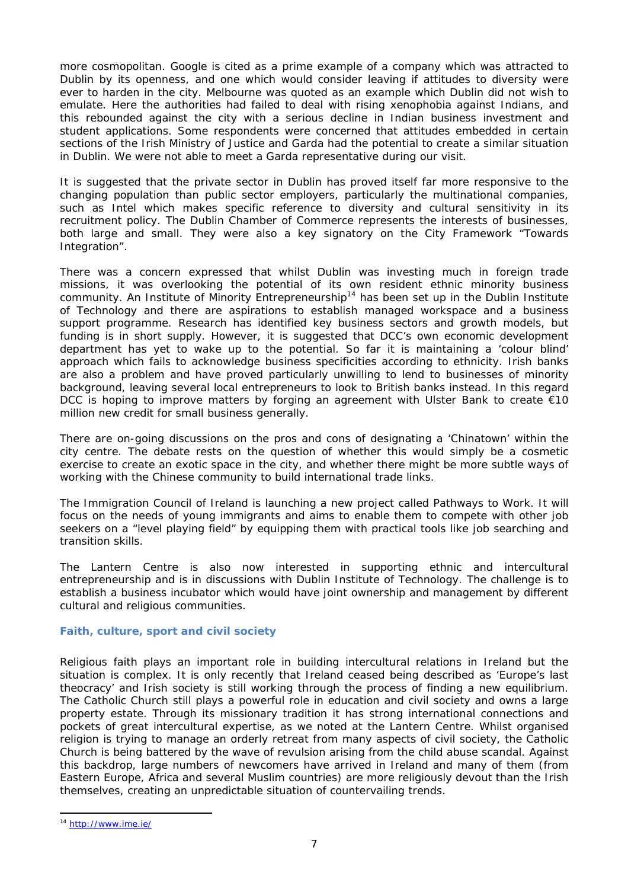more cosmopolitan. Google is cited as a prime example of a company which was attracted to Dublin by its openness, and one which would consider leaving if attitudes to diversity were ever to harden in the city. Melbourne was quoted as an example which Dublin did not wish to emulate. Here the authorities had failed to deal with rising xenophobia against Indians, and this rebounded against the city with a serious decline in Indian business investment and student applications. Some respondents were concerned that attitudes embedded in certain sections of the Irish Ministry of Justice and Garda had the potential to create a similar situation in Dublin. We were not able to meet a Garda representative during our visit.

It is suggested that the private sector in Dublin has proved itself far more responsive to the changing population than public sector employers, particularly the multinational companies, such as Intel which makes specific reference to diversity and cultural sensitivity in its recruitment policy. The Dublin Chamber of Commerce represents the interests of businesses, both large and small. They were also a key signatory on the City Framework "Towards Integration".

There was a concern expressed that whilst Dublin was investing much in foreign trade missions, it was overlooking the potential of its own resident ethnic minority business community. An Institute of Minority Entrepreneurship[14] has been set up in the Dublin Institute of Technology and there are aspirations to establish managed workspace and a business support programme. Research has identified key business sectors and growth models, but funding is in short supply. However, it is suggested that DCC's own economic development department has yet to wake up to the potential. So far it is maintaining a 'colour blind' approach which fails to acknowledge business specificities according to ethnicity. Irish banks are also a problem and have proved particularly unwilling to lend to businesses of minority background, leaving several local entrepreneurs to look to British banks instead. In this regard DCC is hoping to improve matters by forging an agreement with Ulster Bank to create €10 million new credit for small business generally.

There are on-going discussions on the pros and cons of designating a 'Chinatown' within the city centre. The debate rests on the question of whether this would simply be a cosmetic exercise to create an exotic space in the city, and whether there might be more subtle ways of working with the Chinese community to build international trade links.

The Immigration Council of Ireland is launching a new project called Pathways to Work. It will focus on the needs of young immigrants and aims to enable them to compete with other job seekers on a "level playing field" by equipping them with practical tools like job searching and transition skills.

The Lantern Centre is also now interested in supporting ethnic and intercultural entrepreneurship and is in discussions with Dublin Institute of Technology. The challenge is to establish a business incubator which would have joint ownership and management by different cultural and religious communities.

### Faith, culture, sport and civil society

Religious faith plays an important role in building intercultural relations in Ireland but the situation is complex. It is only recently that Ireland ceased being described as 'Europe's last theocracy' and Irish society is still working through the process of finding a new equilibrium. The Catholic Church still plays a powerful role in education and civil society and owns a large property estate. Through its missionary tradition it has strong international connections and pockets of great intercultural expertise, as we noted at the Lantern Centre. Whilst organised religion is trying to manage an orderly retreat from many aspects of civil society, the Catholic Church is being battered by the wave of revulsion arising from the child abuse scandal. Against this backdrop, large numbers of newcomers have arrived in Ireland and many of them (from Eastern Europe, Africa and several Muslim countries) are more religiously devout than the Irish themselves, creating an unpredictable situation of countervailing trends.

---

[14] http://www.ime.ie/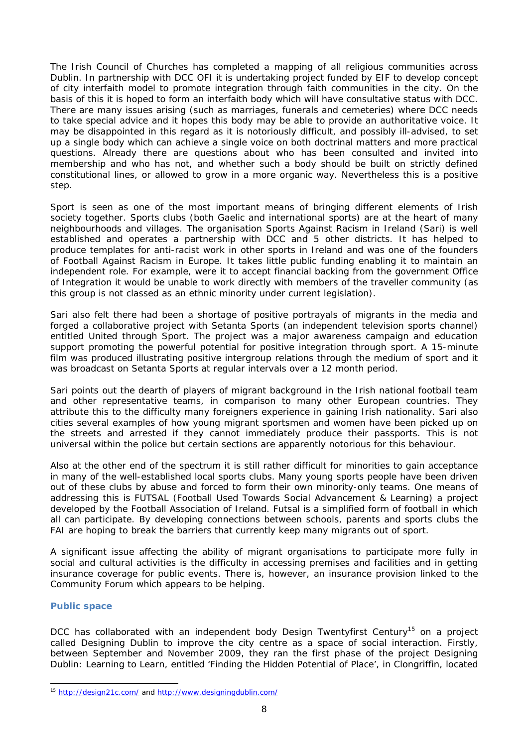The Irish Council of Churches has completed a mapping of all religious communities across Dublin. In partnership with DCC OFI it is undertaking project funded by EIF to develop concept of city interfaith model to promote integration through faith communities in the city. On the basis of this it is hoped to form an interfaith body which will have consultative status with DCC. There are many issues arising (such as marriages, funerals and cemeteries) where DCC needs to take special advice and it hopes this body may be able to provide an authoritative voice. It may be disappointed in this regard as it is notoriously difficult, and possibly ill-advised, to set up a single body which can achieve a single voice on both doctrinal matters and more practical questions. Already there are questions about who has been consulted and invited into membership and who has not, and whether such a body should be built on strictly defined constitutional lines, or allowed to grow in a more organic way. Nevertheless this is a positive step.

Sport is seen as one of the most important means of bringing different elements of Irish society together. Sports clubs (both Gaelic and international sports) are at the heart of many neighbourhoods and villages. The organisation Sports Against Racism in Ireland (Sari) is well established and operates a partnership with DCC and 5 other districts. It has helped to produce templates for anti-racist work in other sports in Ireland and was one of the founders of Football Against Racism in Europe. It takes little public funding enabling it to maintain an independent role. For example, were it to accept financial backing from the government Office of Integration it would be unable to work directly with members of the traveller community (as this group is not classed as an ethnic minority under current legislation).

Sari also felt there had been a shortage of positive portrayals of migrants in the media and forged a collaborative project with Setanta Sports (an independent television sports channel) entitled United through Sport. The project was a major awareness campaign and education support promoting the powerful potential for positive integration through sport. A 15-minute film was produced illustrating positive intergroup relations through the medium of sport and it was broadcast on Setanta Sports at regular intervals over a 12 month period.

Sari points out the dearth of players of migrant background in the Irish national football team and other representative teams, in comparison to many other European countries. They attribute this to the difficulty many foreigners experience in gaining Irish nationality. Sari also cities several examples of how young migrant sportsmen and women have been picked up on the streets and arrested if they cannot immediately produce their passports. This is not universal within the police but certain sections are apparently notorious for this behaviour.

Also at the other end of the spectrum it is still rather difficult for minorities to gain acceptance in many of the well-established local sports clubs. Many young sports people have been driven out of these clubs by abuse and forced to form their own minority-only teams. One means of addressing this is FUTSAL (Football Used Towards Social Advancement & Learning) a project developed by the Football Association of Ireland. Futsal is a simplified form of football in which all can participate. By developing connections between schools, parents and sports clubs the FAI are hoping to break the barriers that currently keep many migrants out of sport.

A significant issue affecting the ability of migrant organisations to participate more fully in social and cultural activities is the difficulty in accessing premises and facilities and in getting insurance coverage for public events. There is, however, an insurance provision linked to the Community Forum which appears to be helping.

### Public space

DCC has collaborated with an independent body Design Twentyfirst Century[15] on a project called Designing Dublin to improve the city centre as a space of social interaction. Firstly, between September and November 2009, they ran the first phase of the project Designing Dublin: Learning to Learn, entitled 'Finding the Hidden Potential of Place', in Clongriffin, located

---

[15] http://design21c.com/ and http://www.designingdublin.com/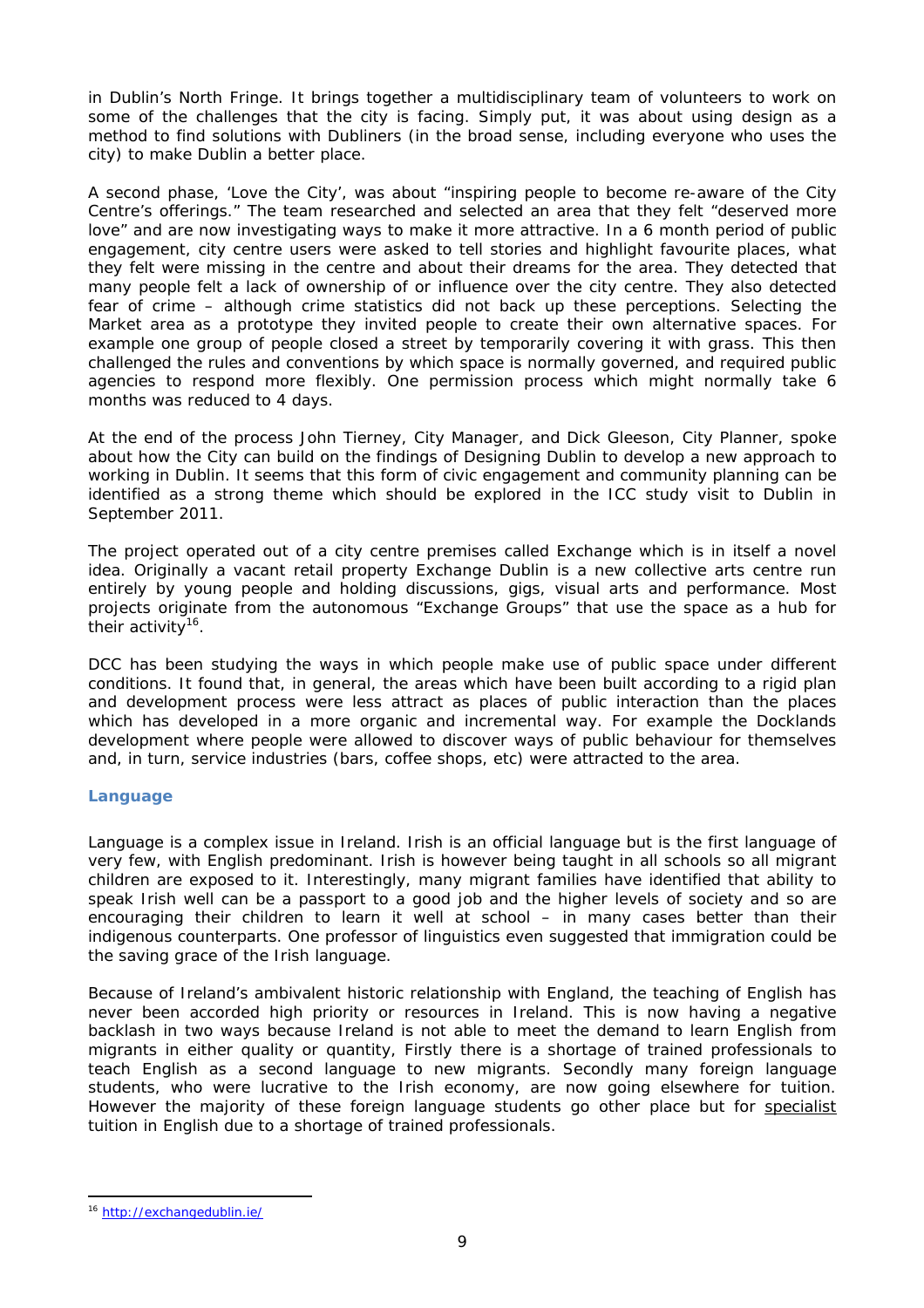in Dublin's North Fringe. It brings together a multidisciplinary team of volunteers to work on some of the challenges that the city is facing. Simply put, it was about using design as a method to find solutions with Dubliners (in the broad sense, including everyone who uses the city) to make Dublin a better place.

A second phase, 'Love the City', was about "inspiring people to become re-aware of the City Centre's offerings." The team researched and selected an area that they felt "deserved more love" and are now investigating ways to make it more attractive. In a 6 month period of public engagement, city centre users were asked to tell stories and highlight favourite places, what they felt were missing in the centre and about their dreams for the area. They detected that many people felt a lack of ownership of or influence over the city centre. They also detected fear of crime – although crime statistics did not back up these perceptions. Selecting the Market area as a prototype they invited people to create their own alternative spaces. For example one group of people closed a street by temporarily covering it with grass. This then challenged the rules and conventions by which space is normally governed, and required public agencies to respond more flexibly. One permission process which might normally take 6 months was reduced to 4 days.

At the end of the process John Tierney, City Manager, and Dick Gleeson, City Planner, spoke about how the City can build on the findings of Designing Dublin to develop a new approach to working in Dublin. It seems that this form of civic engagement and community planning can be identified as a strong theme which should be explored in the ICC study visit to Dublin in September 2011.

The project operated out of a city centre premises called Exchange which is in itself a novel idea. Originally a vacant retail property Exchange Dublin is a new collective arts centre run entirely by young people and holding discussions, gigs, visual arts and performance. Most projects originate from the autonomous "Exchange Groups" that use the space as a hub for their activity[16].

DCC has been studying the ways in which people make use of public space under different conditions. It found that, in general, the areas which have been built according to a rigid plan and development process were less attract as places of public interaction than the places which has developed in a more organic and incremental way. For example the Docklands development where people were allowed to discover ways of public behaviour for themselves and, in turn, service industries (bars, coffee shops, etc) were attracted to the area.

### Language

Language is a complex issue in Ireland. Irish is an official language but is the first language of very few, with English predominant. Irish is however being taught in all schools so all migrant children are exposed to it. Interestingly, many migrant families have identified that ability to speak Irish well can be a passport to a good job and the higher levels of society and so are encouraging their children to learn it well at school – in many cases better than their indigenous counterparts. One professor of linguistics even suggested that immigration could be the saving grace of the Irish language.

Because of Ireland's ambivalent historic relationship with England, the teaching of English has never been accorded high priority or resources in Ireland. This is now having a negative backlash in two ways because Ireland is not able to meet the demand to learn English from migrants in either quality or quantity, Firstly there is a shortage of trained professionals to teach English as a second language to new migrants. Secondly many foreign language students, who were lucrative to the Irish economy, are now going elsewhere for tuition. However the majority of these foreign language students go other place but for specialist tuition in English due to a shortage of trained professionals.

---

[16] http://exchangedublin.ie/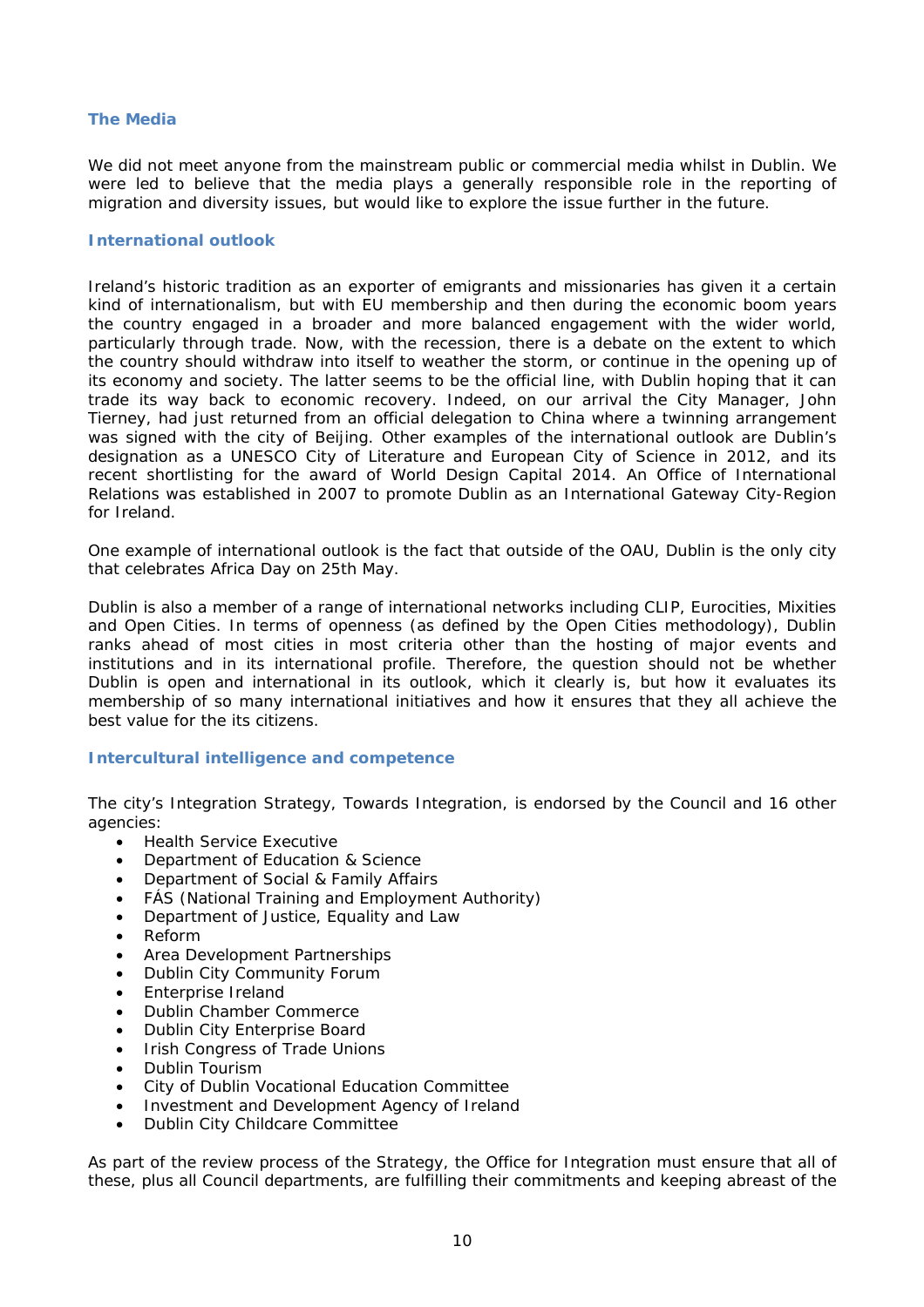### The Media

We did not meet anyone from the mainstream public or commercial media whilst in Dublin. We were led to believe that the media plays a generally responsible role in the reporting of migration and diversity issues, but would like to explore the issue further in the future.

### International outlook

Ireland's historic tradition as an exporter of emigrants and missionaries has given it a certain kind of internationalism, but with EU membership and then during the economic boom years the country engaged in a broader and more balanced engagement with the wider world, particularly through trade. Now, with the recession, there is a debate on the extent to which the country should withdraw into itself to weather the storm, or continue in the opening up of its economy and society. The latter seems to be the official line, with Dublin hoping that it can trade its way back to economic recovery. Indeed, on our arrival the City Manager, John Tierney, had just returned from an official delegation to China where a twinning arrangement was signed with the city of Beijing. Other examples of the international outlook are Dublin's designation as a UNESCO City of Literature and European City of Science in 2012, and its recent shortlisting for the award of World Design Capital 2014. An Office of International Relations was established in 2007 to promote Dublin as an International Gateway City-Region for Ireland.

One example of international outlook is the fact that outside of the OAU, Dublin is the only city that celebrates Africa Day on 25th May.

Dublin is also a member of a range of international networks including CLIP, Eurocities, Mixities and Open Cities. In terms of openness (as defined by the Open Cities methodology), Dublin ranks ahead of most cities in most criteria other than the hosting of major events and institutions and in its international profile. Therefore, the question should not be whether Dublin is open and international in its outlook, which it clearly is, but how it evaluates its membership of so many international initiatives and how it ensures that they all achieve the best value for the its citizens.

### Intercultural intelligence and competence

The city's Integration Strategy, Towards Integration, is endorsed by the Council and 16 other agencies:

- Health Service Executive
- Department of Education & Science
- Department of Social & Family Affairs
- FÁS (National Training and Employment Authority)
- Department of Justice, Equality and Law
- Reform
- Area Development Partnerships
- Dublin City Community Forum
- Enterprise Ireland
- Dublin Chamber Commerce
- Dublin City Enterprise Board
- Irish Congress of Trade Unions
- Dublin Tourism
- City of Dublin Vocational Education Committee
- Investment and Development Agency of Ireland
- Dublin City Childcare Committee

As part of the review process of the Strategy, the Office for Integration must ensure that all of these, plus all Council departments, are fulfilling their commitments and keeping abreast of the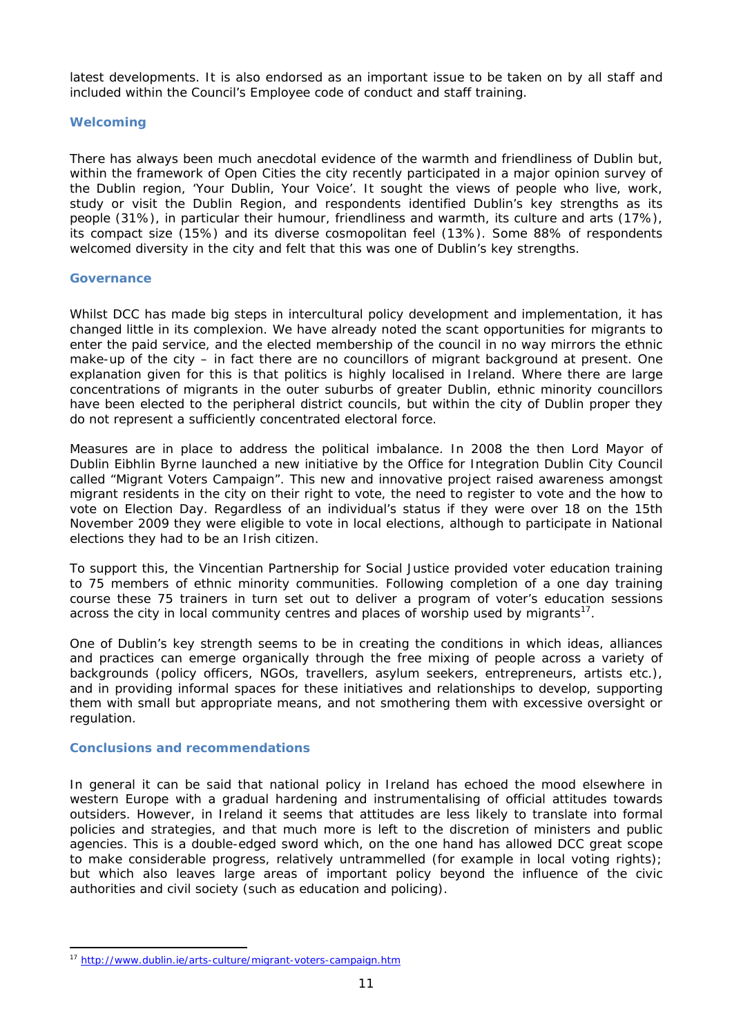latest developments. It is also endorsed as an important issue to be taken on by all staff and included within the Council's Employee code of conduct and staff training.

### Welcoming

There has always been much anecdotal evidence of the warmth and friendliness of Dublin but, within the framework of Open Cities the city recently participated in a major opinion survey of the Dublin region, 'Your Dublin, Your Voice'. It sought the views of people who live, work, study or visit the Dublin Region, and respondents identified Dublin's key strengths as its people (31%), in particular their humour, friendliness and warmth, its culture and arts (17%), its compact size (15%) and its diverse cosmopolitan feel (13%). Some 88% of respondents welcomed diversity in the city and felt that this was one of Dublin's key strengths.

### Governance

Whilst DCC has made big steps in intercultural policy development and implementation, it has changed little in its complexion. We have already noted the scant opportunities for migrants to enter the paid service, and the elected membership of the council in no way mirrors the ethnic make-up of the city – in fact there are no councillors of migrant background at present. One explanation given for this is that politics is highly localised in Ireland. Where there are large concentrations of migrants in the outer suburbs of greater Dublin, ethnic minority councillors have been elected to the peripheral district councils, but within the city of Dublin proper they do not represent a sufficiently concentrated electoral force.

Measures are in place to address the political imbalance. In 2008 the then Lord Mayor of Dublin Eibhlin Byrne launched a new initiative by the Office for Integration Dublin City Council called "Migrant Voters Campaign". This new and innovative project raised awareness amongst migrant residents in the city on their right to vote, the need to register to vote and the how to vote on Election Day. Regardless of an individual's status if they were over 18 on the 15th November 2009 they were eligible to vote in local elections, although to participate in National elections they had to be an Irish citizen.

To support this, the Vincentian Partnership for Social Justice provided voter education training to 75 members of ethnic minority communities. Following completion of a one day training course these 75 trainers in turn set out to deliver a program of voter's education sessions across the city in local community centres and places of worship used by migrants[17].

One of Dublin's key strength seems to be in creating the conditions in which ideas, alliances and practices can emerge organically through the free mixing of people across a variety of backgrounds (policy officers, NGOs, travellers, asylum seekers, entrepreneurs, artists etc.), and in providing informal spaces for these initiatives and relationships to develop, supporting them with small but appropriate means, and not smothering them with excessive oversight or regulation.

### Conclusions and recommendations

In general it can be said that national policy in Ireland has echoed the mood elsewhere in western Europe with a gradual hardening and instrumentalising of official attitudes towards outsiders. However, in Ireland it seems that attitudes are less likely to translate into formal policies and strategies, and that much more is left to the discretion of ministers and public agencies. This is a double-edged sword which, on the one hand has allowed DCC great scope to make considerable progress, relatively untrammelled (for example in local voting rights); but which also leaves large areas of important policy beyond the influence of the civic authorities and civil society (such as education and policing).

---

[17] http://www.dublin.ie/arts-culture/migrant-voters-campaign.htm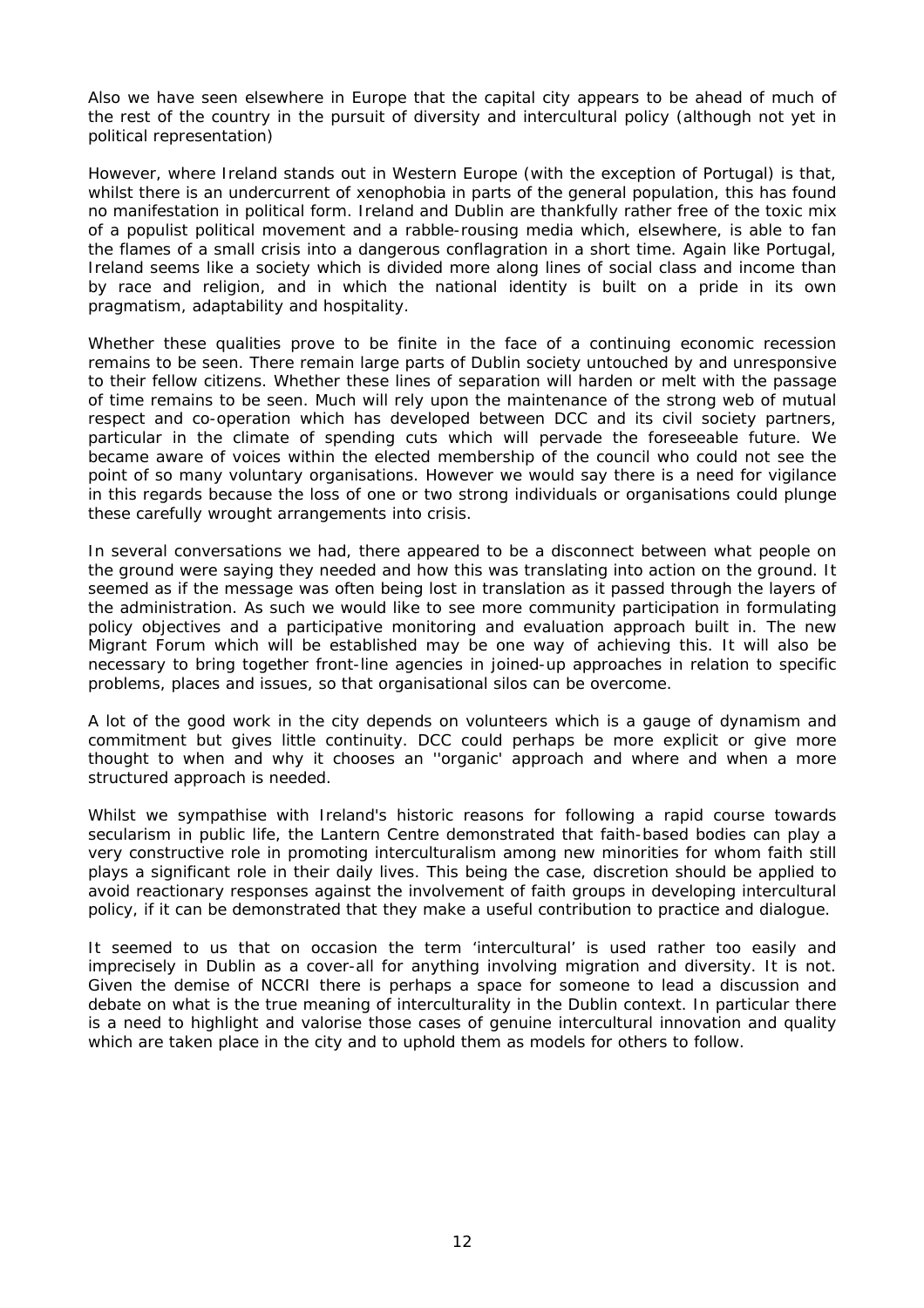Also we have seen elsewhere in Europe that the capital city appears to be ahead of much of the rest of the country in the pursuit of diversity and intercultural policy (although not yet in political representation)

However, where Ireland stands out in Western Europe (with the exception of Portugal) is that, whilst there is an undercurrent of xenophobia in parts of the general population, this has found no manifestation in political form. Ireland and Dublin are thankfully rather free of the toxic mix of a populist political movement and a rabble-rousing media which, elsewhere, is able to fan the flames of a small crisis into a dangerous conflagration in a short time. Again like Portugal, Ireland seems like a society which is divided more along lines of social class and income than by race and religion, and in which the national identity is built on a pride in its own pragmatism, adaptability and hospitality.

Whether these qualities prove to be finite in the face of a continuing economic recession remains to be seen. There remain large parts of Dublin society untouched by and unresponsive to their fellow citizens. Whether these lines of separation will harden or melt with the passage of time remains to be seen. Much will rely upon the maintenance of the strong web of mutual respect and co-operation which has developed between DCC and its civil society partners, particular in the climate of spending cuts which will pervade the foreseeable future. We became aware of voices within the elected membership of the council who could not see the point of so many voluntary organisations. However we would say there is a need for vigilance in this regards because the loss of one or two strong individuals or organisations could plunge these carefully wrought arrangements into crisis.

In several conversations we had, there appeared to be a disconnect between what people on the ground were saying they needed and how this was translating into action on the ground. It seemed as if the message was often being lost in translation as it passed through the layers of the administration. As such we would like to see more community participation in formulating policy objectives and a participative monitoring and evaluation approach built in. The new Migrant Forum which will be established may be one way of achieving this. It will also be necessary to bring together front-line agencies in joined-up approaches in relation to specific problems, places and issues, so that organisational silos can be overcome.

A lot of the good work in the city depends on volunteers which is a gauge of dynamism and commitment but gives little continuity. DCC could perhaps be more explicit or give more thought to when and why it chooses an ''organic' approach and where and when a more structured approach is needed.

Whilst we sympathise with Ireland's historic reasons for following a rapid course towards secularism in public life, the Lantern Centre demonstrated that faith-based bodies can play a very constructive role in promoting interculturalism among new minorities for whom faith still plays a significant role in their daily lives. This being the case, discretion should be applied to avoid reactionary responses against the involvement of faith groups in developing intercultural policy, if it can be demonstrated that they make a useful contribution to practice and dialogue.

It seemed to us that on occasion the term 'intercultural' is used rather too easily and imprecisely in Dublin as a cover-all for anything involving migration and diversity. It is not. Given the demise of NCCRI there is perhaps a space for someone to lead a discussion and debate on what is the true meaning of interculturality in the Dublin context. In particular there is a need to highlight and valorise those cases of genuine intercultural innovation and quality which are taken place in the city and to uphold them as models for others to follow.